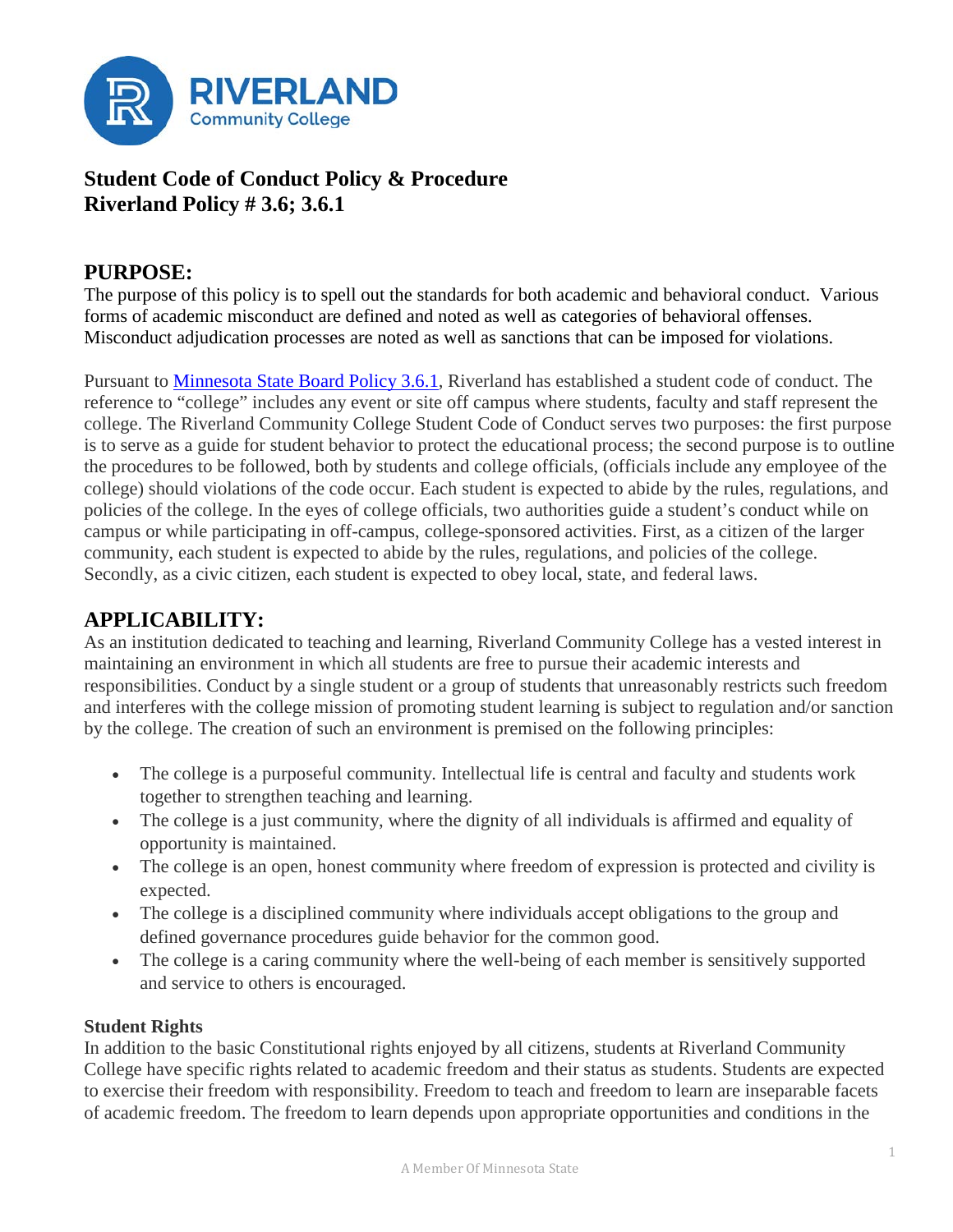# Student Code of Conduct Policy & Procedure
# Riverland Policy # 3.6; 3.6.1

## PURPOSE:

The purpose of this policy is to spell out the standards for both academic and behavioral conduct. Various forms of academic misconduct are defined and noted as well as categories of behavioral offenses. Misconduct adjudication processes are noted as well as sanctions that can be imposed for violations.

Pursuant to [Minnesota State Board Policy 3.6.1](), Riverland has established a student code of conduct. The reference to "college" includes any event or site off campus where students, faculty and staff represent the college. The Riverland Community College Student Code of Conduct serves two purposes: the first purpose is to serve as a guide for student behavior to protect the educational process; the second purpose is to outline the procedures to be followed, both by students and college officials, (officials include any employee of the college) should violations of the code occur. Each student is expected to abide by the rules, regulations, and policies of the college. In the eyes of college officials, two authorities guide a student's conduct while on campus or while participating in off-campus, college-sponsored activities. First, as a citizen of the larger community, each student is expected to abide by the rules, regulations, and policies of the college. Secondly, as a civic citizen, each student is expected to obey local, state, and federal laws.

## APPLICABILITY:

As an institution dedicated to teaching and learning, Riverland Community College has a vested interest in maintaining an environment in which all students are free to pursue their academic interests and responsibilities. Conduct by a single student or a group of students that unreasonably restricts such freedom and interferes with the college mission of promoting student learning is subject to regulation and/or sanction by the college. The creation of such an environment is premised on the following principles:

- The college is a purposeful community. Intellectual life is central and faculty and students work together to strengthen teaching and learning.
- The college is a just community, where the dignity of all individuals is affirmed and equality of opportunity is maintained.
- The college is an open, honest community where freedom of expression is protected and civility is expected.
- The college is a disciplined community where individuals accept obligations to the group and defined governance procedures guide behavior for the common good.
- The college is a caring community where the well-being of each member is sensitively supported and service to others is encouraged.

### Student Rights

In addition to the basic Constitutional rights enjoyed by all citizens, students at Riverland Community College have specific rights related to academic freedom and their status as students. Students are expected to exercise their freedom with responsibility. Freedom to teach and freedom to learn are inseparable facets of academic freedom. The freedom to learn depends upon appropriate opportunities and conditions in the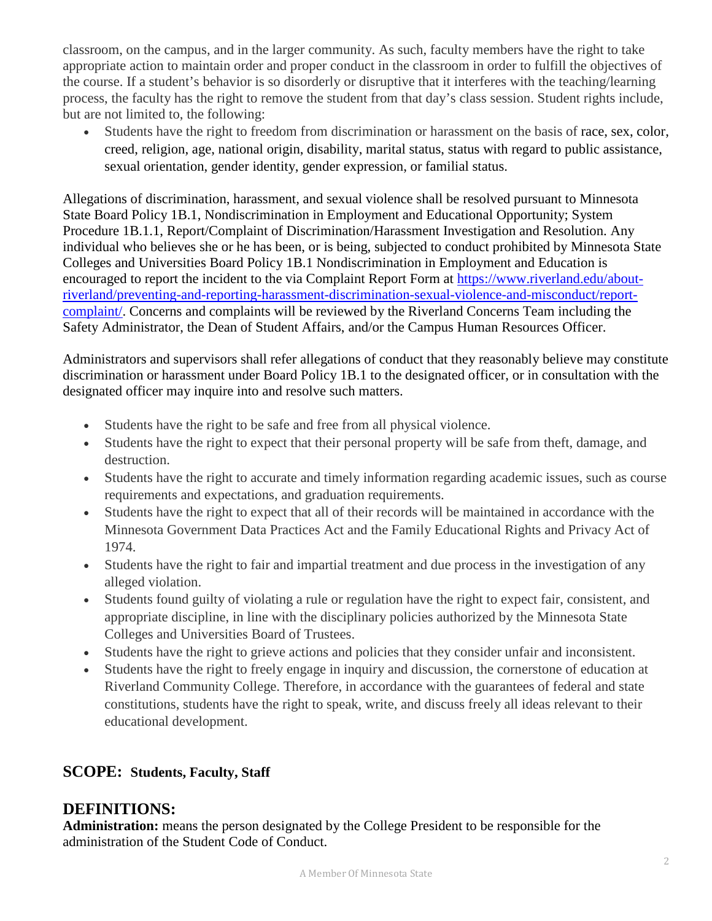classroom, on the campus, and in the larger community. As such, faculty members have the right to take appropriate action to maintain order and proper conduct in the classroom in order to fulfill the objectives of the course. If a student's behavior is so disorderly or disruptive that it interferes with the teaching/learning process, the faculty has the right to remove the student from that day's class session. Student rights include, but are not limited to, the following:

- Students have the right to freedom from discrimination or harassment on the basis of race, sex, color, creed, religion, age, national origin, disability, marital status, status with regard to public assistance, sexual orientation, gender identity, gender expression, or familial status.

Allegations of discrimination, harassment, and sexual violence shall be resolved pursuant to Minnesota State Board Policy 1B.1, Nondiscrimination in Employment and Educational Opportunity; System Procedure 1B.1.1, Report/Complaint of Discrimination/Harassment Investigation and Resolution. Any individual who believes she or he has been, or is being, subjected to conduct prohibited by Minnesota State Colleges and Universities Board Policy 1B.1 Nondiscrimination in Employment and Education is encouraged to report the incident to the via Complaint Report Form at [https://www.riverland.edu/about-riverland/preventing-and-reporting-harassment-discrimination-sexual-violence-and-misconduct/report-complaint/](https://www.riverland.edu/about-riverland/preventing-and-reporting-harassment-discrimination-sexual-violence-and-misconduct/report-complaint/). Concerns and complaints will be reviewed by the Riverland Concerns Team including the Safety Administrator, the Dean of Student Affairs, and/or the Campus Human Resources Officer.

Administrators and supervisors shall refer allegations of conduct that they reasonably believe may constitute discrimination or harassment under Board Policy 1B.1 to the designated officer, or in consultation with the designated officer may inquire into and resolve such matters.

- Students have the right to be safe and free from all physical violence.
- Students have the right to expect that their personal property will be safe from theft, damage, and destruction.
- Students have the right to accurate and timely information regarding academic issues, such as course requirements and expectations, and graduation requirements.
- Students have the right to expect that all of their records will be maintained in accordance with the Minnesota Government Data Practices Act and the Family Educational Rights and Privacy Act of 1974.
- Students have the right to fair and impartial treatment and due process in the investigation of any alleged violation.
- Students found guilty of violating a rule or regulation have the right to expect fair, consistent, and appropriate discipline, in line with the disciplinary policies authorized by the Minnesota State Colleges and Universities Board of Trustees.
- Students have the right to grieve actions and policies that they consider unfair and inconsistent.
- Students have the right to freely engage in inquiry and discussion, the cornerstone of education at Riverland Community College. Therefore, in accordance with the guarantees of federal and state constitutions, students have the right to speak, write, and discuss freely all ideas relevant to their educational development.

## SCOPE: Students, Faculty, Staff

## DEFINITIONS:

**Administration:** means the person designated by the College President to be responsible for the administration of the Student Code of Conduct.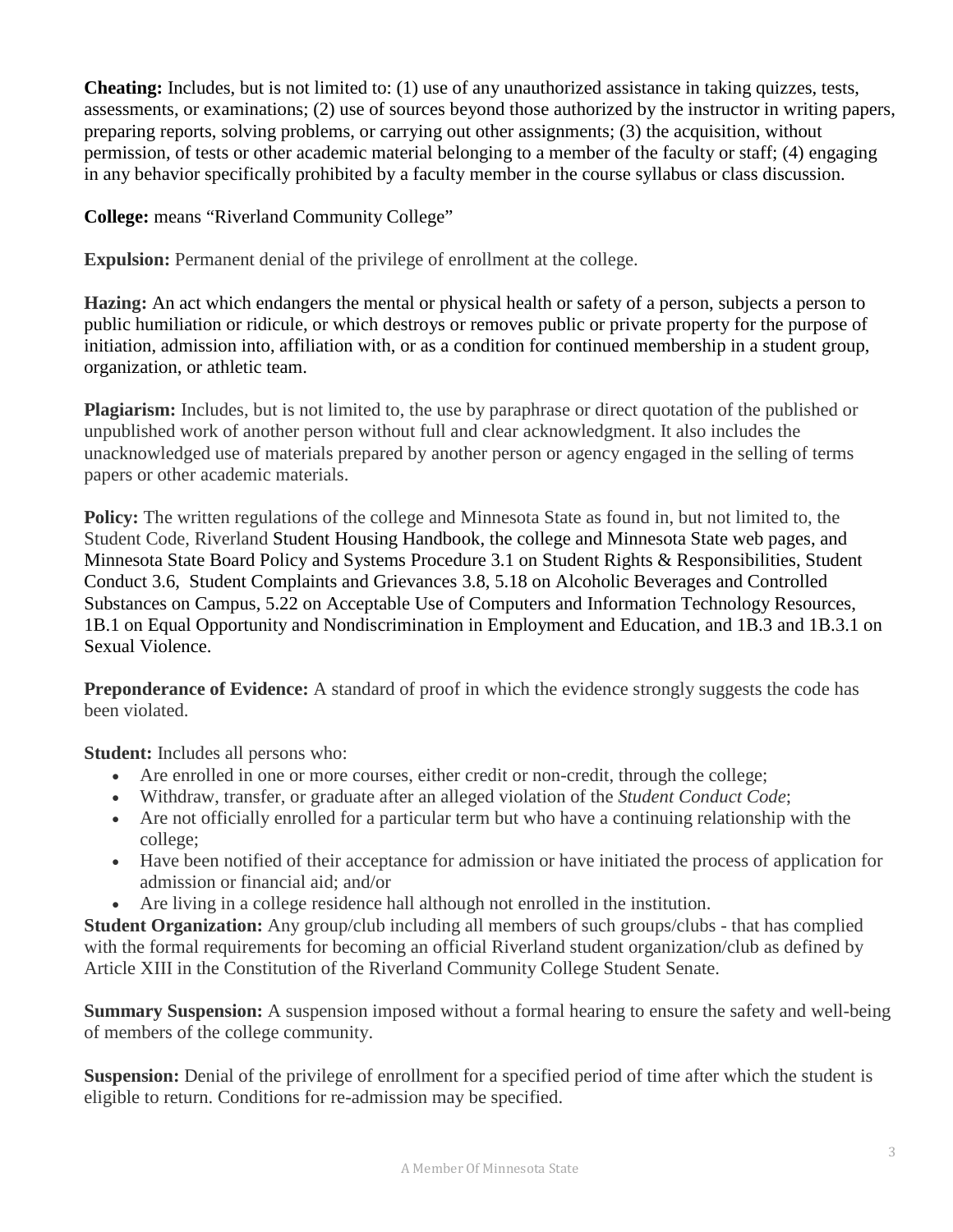**Cheating:** Includes, but is not limited to: (1) use of any unauthorized assistance in taking quizzes, tests, assessments, or examinations; (2) use of sources beyond those authorized by the instructor in writing papers, preparing reports, solving problems, or carrying out other assignments; (3) the acquisition, without permission, of tests or other academic material belonging to a member of the faculty or staff; (4) engaging in any behavior specifically prohibited by a faculty member in the course syllabus or class discussion.

**College:** means "Riverland Community College"

**Expulsion:** Permanent denial of the privilege of enrollment at the college.

**Hazing:** An act which endangers the mental or physical health or safety of a person, subjects a person to public humiliation or ridicule, or which destroys or removes public or private property for the purpose of initiation, admission into, affiliation with, or as a condition for continued membership in a student group, organization, or athletic team.

**Plagiarism:** Includes, but is not limited to, the use by paraphrase or direct quotation of the published or unpublished work of another person without full and clear acknowledgment. It also includes the unacknowledged use of materials prepared by another person or agency engaged in the selling of terms papers or other academic materials.

**Policy:** The written regulations of the college and Minnesota State as found in, but not limited to, the Student Code, Riverland Student Housing Handbook, the college and Minnesota State web pages, and Minnesota State Board Policy and Systems Procedure 3.1 on Student Rights & Responsibilities, Student Conduct 3.6, Student Complaints and Grievances 3.8, 5.18 on Alcoholic Beverages and Controlled Substances on Campus, 5.22 on Acceptable Use of Computers and Information Technology Resources, 1B.1 on Equal Opportunity and Nondiscrimination in Employment and Education, and 1B.3 and 1B.3.1 on Sexual Violence.

**Preponderance of Evidence:** A standard of proof in which the evidence strongly suggests the code has been violated.

**Student:** Includes all persons who:

- Are enrolled in one or more courses, either credit or non-credit, through the college;
- Withdraw, transfer, or graduate after an alleged violation of the *Student Conduct Code*;
- Are not officially enrolled for a particular term but who have a continuing relationship with the college;
- Have been notified of their acceptance for admission or have initiated the process of application for admission or financial aid; and/or
- Are living in a college residence hall although not enrolled in the institution.

**Student Organization:** Any group/club including all members of such groups/clubs - that has complied with the formal requirements for becoming an official Riverland student organization/club as defined by Article XIII in the Constitution of the Riverland Community College Student Senate.

**Summary Suspension:** A suspension imposed without a formal hearing to ensure the safety and well-being of members of the college community.

**Suspension:** Denial of the privilege of enrollment for a specified period of time after which the student is eligible to return. Conditions for re-admission may be specified.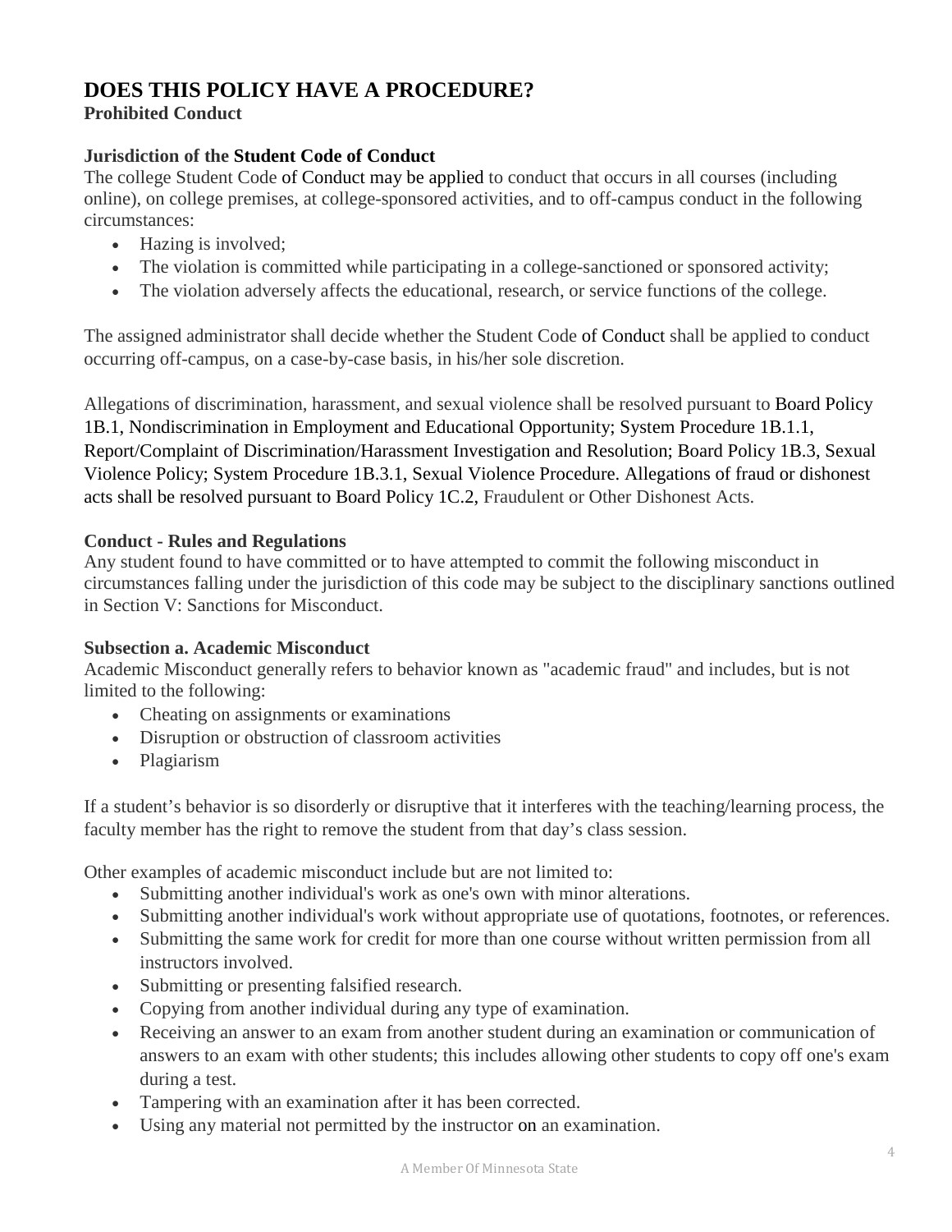## DOES THIS POLICY HAVE A PROCEDURE?

**Prohibited Conduct**

**Jurisdiction of the Student Code of Conduct**

The college Student Code of Conduct may be applied to conduct that occurs in all courses (including online), on college premises, at college-sponsored activities, and to off-campus conduct in the following circumstances:

- Hazing is involved;
- The violation is committed while participating in a college-sanctioned or sponsored activity;
- The violation adversely affects the educational, research, or service functions of the college.

The assigned administrator shall decide whether the Student Code of Conduct shall be applied to conduct occurring off-campus, on a case-by-case basis, in his/her sole discretion.

Allegations of discrimination, harassment, and sexual violence shall be resolved pursuant to Board Policy 1B.1, Nondiscrimination in Employment and Educational Opportunity; System Procedure 1B.1.1, Report/Complaint of Discrimination/Harassment Investigation and Resolution; Board Policy 1B.3, Sexual Violence Policy; System Procedure 1B.3.1, Sexual Violence Procedure. Allegations of fraud or dishonest acts shall be resolved pursuant to Board Policy 1C.2, Fraudulent or Other Dishonest Acts.

**Conduct - Rules and Regulations**

Any student found to have committed or to have attempted to commit the following misconduct in circumstances falling under the jurisdiction of this code may be subject to the disciplinary sanctions outlined in Section V: Sanctions for Misconduct.

**Subsection a. Academic Misconduct**

Academic Misconduct generally refers to behavior known as "academic fraud" and includes, but is not limited to the following:

- Cheating on assignments or examinations
- Disruption or obstruction of classroom activities
- Plagiarism

If a student's behavior is so disorderly or disruptive that it interferes with the teaching/learning process, the faculty member has the right to remove the student from that day's class session.

Other examples of academic misconduct include but are not limited to:

- Submitting another individual's work as one's own with minor alterations.
- Submitting another individual's work without appropriate use of quotations, footnotes, or references.
- Submitting the same work for credit for more than one course without written permission from all instructors involved.
- Submitting or presenting falsified research.
- Copying from another individual during any type of examination.
- Receiving an answer to an exam from another student during an examination or communication of answers to an exam with other students; this includes allowing other students to copy off one's exam during a test.
- Tampering with an examination after it has been corrected.
- Using any material not permitted by the instructor on an examination.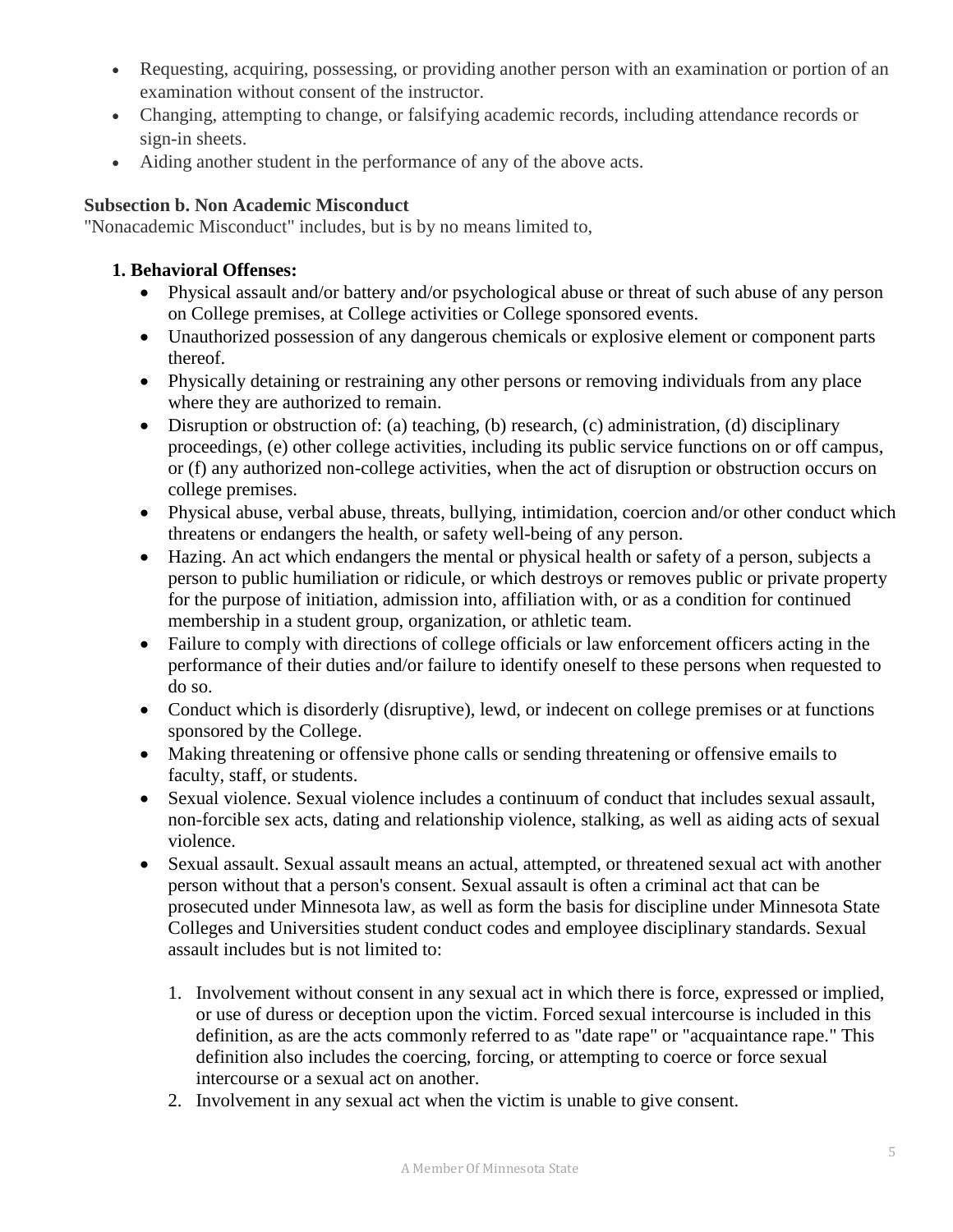- Requesting, acquiring, possessing, or providing another person with an examination or portion of an examination without consent of the instructor.
- Changing, attempting to change, or falsifying academic records, including attendance records or sign-in sheets.
- Aiding another student in the performance of any of the above acts.

**Subsection b. Non Academic Misconduct**

"Nonacademic Misconduct" includes, but is by no means limited to,

**1. Behavioral Offenses:**

- Physical assault and/or battery and/or psychological abuse or threat of such abuse of any person on College premises, at College activities or College sponsored events.
- Unauthorized possession of any dangerous chemicals or explosive element or component parts thereof.
- Physically detaining or restraining any other persons or removing individuals from any place where they are authorized to remain.
- Disruption or obstruction of: (a) teaching, (b) research, (c) administration, (d) disciplinary proceedings, (e) other college activities, including its public service functions on or off campus, or (f) any authorized non-college activities, when the act of disruption or obstruction occurs on college premises.
- Physical abuse, verbal abuse, threats, bullying, intimidation, coercion and/or other conduct which threatens or endangers the health, or safety well-being of any person.
- Hazing. An act which endangers the mental or physical health or safety of a person, subjects a person to public humiliation or ridicule, or which destroys or removes public or private property for the purpose of initiation, admission into, affiliation with, or as a condition for continued membership in a student group, organization, or athletic team.
- Failure to comply with directions of college officials or law enforcement officers acting in the performance of their duties and/or failure to identify oneself to these persons when requested to do so.
- Conduct which is disorderly (disruptive), lewd, or indecent on college premises or at functions sponsored by the College.
- Making threatening or offensive phone calls or sending threatening or offensive emails to faculty, staff, or students.
- Sexual violence. Sexual violence includes a continuum of conduct that includes sexual assault, non-forcible sex acts, dating and relationship violence, stalking, as well as aiding acts of sexual violence.
- Sexual assault. Sexual assault means an actual, attempted, or threatened sexual act with another person without that a person's consent. Sexual assault is often a criminal act that can be prosecuted under Minnesota law, as well as form the basis for discipline under Minnesota State Colleges and Universities student conduct codes and employee disciplinary standards. Sexual assault includes but is not limited to:

  1. Involvement without consent in any sexual act in which there is force, expressed or implied, or use of duress or deception upon the victim. Forced sexual intercourse is included in this definition, as are the acts commonly referred to as "date rape" or "acquaintance rape." This definition also includes the coercing, forcing, or attempting to coerce or force sexual intercourse or a sexual act on another.
  2. Involvement in any sexual act when the victim is unable to give consent.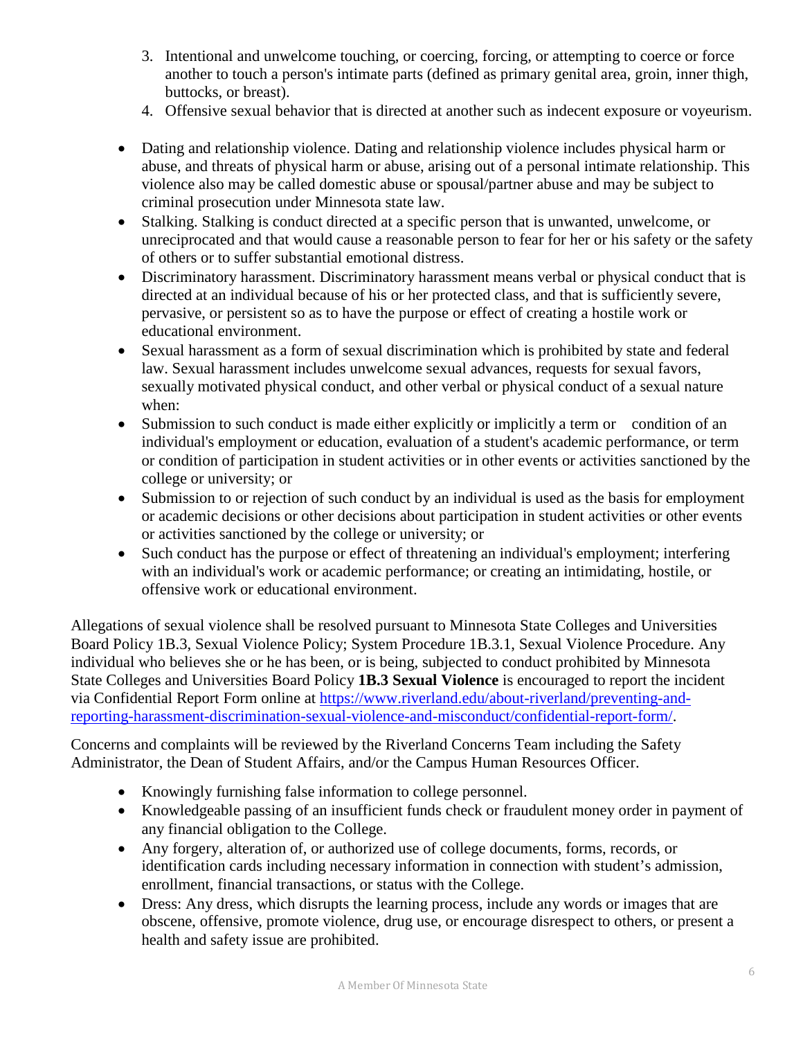3. Intentional and unwelcome touching, or coercing, forcing, or attempting to coerce or force another to touch a person's intimate parts (defined as primary genital area, groin, inner thigh, buttocks, or breast).
4. Offensive sexual behavior that is directed at another such as indecent exposure or voyeurism.

- Dating and relationship violence. Dating and relationship violence includes physical harm or abuse, and threats of physical harm or abuse, arising out of a personal intimate relationship. This violence also may be called domestic abuse or spousal/partner abuse and may be subject to criminal prosecution under Minnesota state law.
- Stalking. Stalking is conduct directed at a specific person that is unwanted, unwelcome, or unreciprocated and that would cause a reasonable person to fear for her or his safety or the safety of others or to suffer substantial emotional distress.
- Discriminatory harassment. Discriminatory harassment means verbal or physical conduct that is directed at an individual because of his or her protected class, and that is sufficiently severe, pervasive, or persistent so as to have the purpose or effect of creating a hostile work or educational environment.
- Sexual harassment as a form of sexual discrimination which is prohibited by state and federal law. Sexual harassment includes unwelcome sexual advances, requests for sexual favors, sexually motivated physical conduct, and other verbal or physical conduct of a sexual nature when:
- Submission to such conduct is made either explicitly or implicitly a term or condition of an individual's employment or education, evaluation of a student's academic performance, or term or condition of participation in student activities or in other events or activities sanctioned by the college or university; or
- Submission to or rejection of such conduct by an individual is used as the basis for employment or academic decisions or other decisions about participation in student activities or other events or activities sanctioned by the college or university; or
- Such conduct has the purpose or effect of threatening an individual's employment; interfering with an individual's work or academic performance; or creating an intimidating, hostile, or offensive work or educational environment.

Allegations of sexual violence shall be resolved pursuant to Minnesota State Colleges and Universities Board Policy 1B.3, Sexual Violence Policy; System Procedure 1B.3.1, Sexual Violence Procedure. Any individual who believes she or he has been, or is being, subjected to conduct prohibited by Minnesota State Colleges and Universities Board Policy **1B.3 Sexual Violence** is encouraged to report the incident via Confidential Report Form online at [https://www.riverland.edu/about-riverland/preventing-and-reporting-harassment-discrimination-sexual-violence-and-misconduct/confidential-report-form/](https://www.riverland.edu/about-riverland/preventing-and-reporting-harassment-discrimination-sexual-violence-and-misconduct/confidential-report-form/).

Concerns and complaints will be reviewed by the Riverland Concerns Team including the Safety Administrator, the Dean of Student Affairs, and/or the Campus Human Resources Officer.

- Knowingly furnishing false information to college personnel.
- Knowledgeable passing of an insufficient funds check or fraudulent money order in payment of any financial obligation to the College.
- Any forgery, alteration of, or authorized use of college documents, forms, records, or identification cards including necessary information in connection with student's admission, enrollment, financial transactions, or status with the College.
- Dress: Any dress, which disrupts the learning process, include any words or images that are obscene, offensive, promote violence, drug use, or encourage disrespect to others, or present a health and safety issue are prohibited.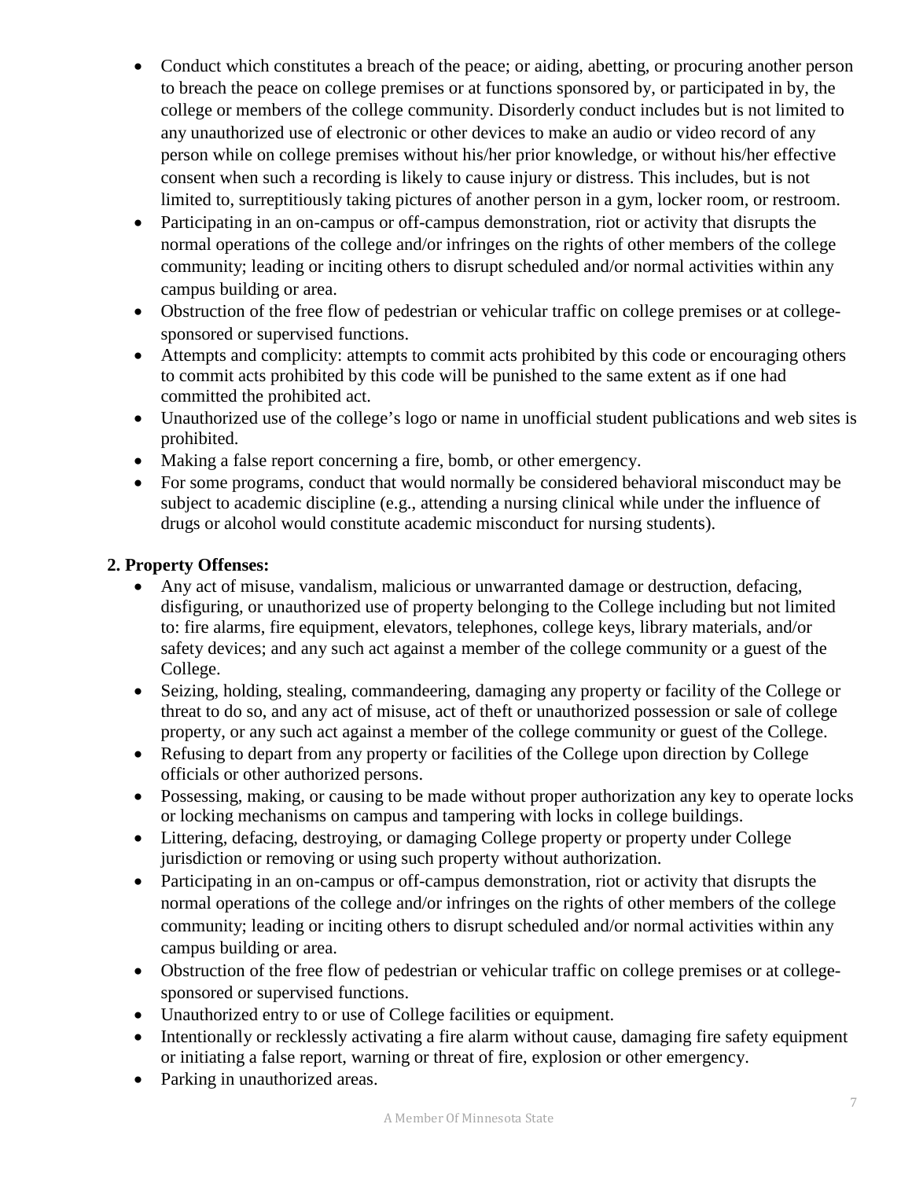- Conduct which constitutes a breach of the peace; or aiding, abetting, or procuring another person to breach the peace on college premises or at functions sponsored by, or participated in by, the college or members of the college community. Disorderly conduct includes but is not limited to any unauthorized use of electronic or other devices to make an audio or video record of any person while on college premises without his/her prior knowledge, or without his/her effective consent when such a recording is likely to cause injury or distress. This includes, but is not limited to, surreptitiously taking pictures of another person in a gym, locker room, or restroom.
- Participating in an on-campus or off-campus demonstration, riot or activity that disrupts the normal operations of the college and/or infringes on the rights of other members of the college community; leading or inciting others to disrupt scheduled and/or normal activities within any campus building or area.
- Obstruction of the free flow of pedestrian or vehicular traffic on college premises or at college-sponsored or supervised functions.
- Attempts and complicity: attempts to commit acts prohibited by this code or encouraging others to commit acts prohibited by this code will be punished to the same extent as if one had committed the prohibited act.
- Unauthorized use of the college's logo or name in unofficial student publications and web sites is prohibited.
- Making a false report concerning a fire, bomb, or other emergency.
- For some programs, conduct that would normally be considered behavioral misconduct may be subject to academic discipline (e.g., attending a nursing clinical while under the influence of drugs or alcohol would constitute academic misconduct for nursing students).

**2. Property Offenses:**

- Any act of misuse, vandalism, malicious or unwarranted damage or destruction, defacing, disfiguring, or unauthorized use of property belonging to the College including but not limited to: fire alarms, fire equipment, elevators, telephones, college keys, library materials, and/or safety devices; and any such act against a member of the college community or a guest of the College.
- Seizing, holding, stealing, commandeering, damaging any property or facility of the College or threat to do so, and any act of misuse, act of theft or unauthorized possession or sale of college property, or any such act against a member of the college community or guest of the College.
- Refusing to depart from any property or facilities of the College upon direction by College officials or other authorized persons.
- Possessing, making, or causing to be made without proper authorization any key to operate locks or locking mechanisms on campus and tampering with locks in college buildings.
- Littering, defacing, destroying, or damaging College property or property under College jurisdiction or removing or using such property without authorization.
- Participating in an on-campus or off-campus demonstration, riot or activity that disrupts the normal operations of the college and/or infringes on the rights of other members of the college community; leading or inciting others to disrupt scheduled and/or normal activities within any campus building or area.
- Obstruction of the free flow of pedestrian or vehicular traffic on college premises or at college-sponsored or supervised functions.
- Unauthorized entry to or use of College facilities or equipment.
- Intentionally or recklessly activating a fire alarm without cause, damaging fire safety equipment or initiating a false report, warning or threat of fire, explosion or other emergency.
- Parking in unauthorized areas.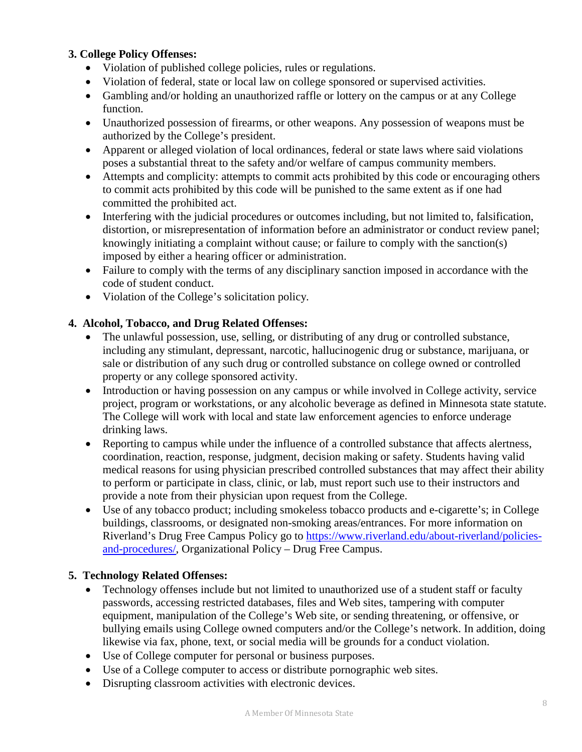**3. College Policy Offenses:**

- Violation of published college policies, rules or regulations.
- Violation of federal, state or local law on college sponsored or supervised activities.
- Gambling and/or holding an unauthorized raffle or lottery on the campus or at any College function.
- Unauthorized possession of firearms, or other weapons. Any possession of weapons must be authorized by the College's president.
- Apparent or alleged violation of local ordinances, federal or state laws where said violations poses a substantial threat to the safety and/or welfare of campus community members.
- Attempts and complicity: attempts to commit acts prohibited by this code or encouraging others to commit acts prohibited by this code will be punished to the same extent as if one had committed the prohibited act.
- Interfering with the judicial procedures or outcomes including, but not limited to, falsification, distortion, or misrepresentation of information before an administrator or conduct review panel; knowingly initiating a complaint without cause; or failure to comply with the sanction(s) imposed by either a hearing officer or administration.
- Failure to comply with the terms of any disciplinary sanction imposed in accordance with the code of student conduct.
- Violation of the College's solicitation policy.

**4. Alcohol, Tobacco, and Drug Related Offenses:**

- The unlawful possession, use, selling, or distributing of any drug or controlled substance, including any stimulant, depressant, narcotic, hallucinogenic drug or substance, marijuana, or sale or distribution of any such drug or controlled substance on college owned or controlled property or any college sponsored activity.
- Introduction or having possession on any campus or while involved in College activity, service project, program or workstations, or any alcoholic beverage as defined in Minnesota state statute. The College will work with local and state law enforcement agencies to enforce underage drinking laws.
- Reporting to campus while under the influence of a controlled substance that affects alertness, coordination, reaction, response, judgment, decision making or safety. Students having valid medical reasons for using physician prescribed controlled substances that may affect their ability to perform or participate in class, clinic, or lab, must report such use to their instructors and provide a note from their physician upon request from the College.
- Use of any tobacco product; including smokeless tobacco products and e-cigarette's; in College buildings, classrooms, or designated non-smoking areas/entrances. For more information on Riverland's Drug Free Campus Policy go to [https://www.riverland.edu/about-riverland/policies-and-procedures/](https://www.riverland.edu/about-riverland/policies-and-procedures/), Organizational Policy – Drug Free Campus.

**5. Technology Related Offenses:**

- Technology offenses include but not limited to unauthorized use of a student staff or faculty passwords, accessing restricted databases, files and Web sites, tampering with computer equipment, manipulation of the College's Web site, or sending threatening, or offensive, or bullying emails using College owned computers and/or the College's network. In addition, doing likewise via fax, phone, text, or social media will be grounds for a conduct violation.
- Use of College computer for personal or business purposes.
- Use of a College computer to access or distribute pornographic web sites.
- Disrupting classroom activities with electronic devices.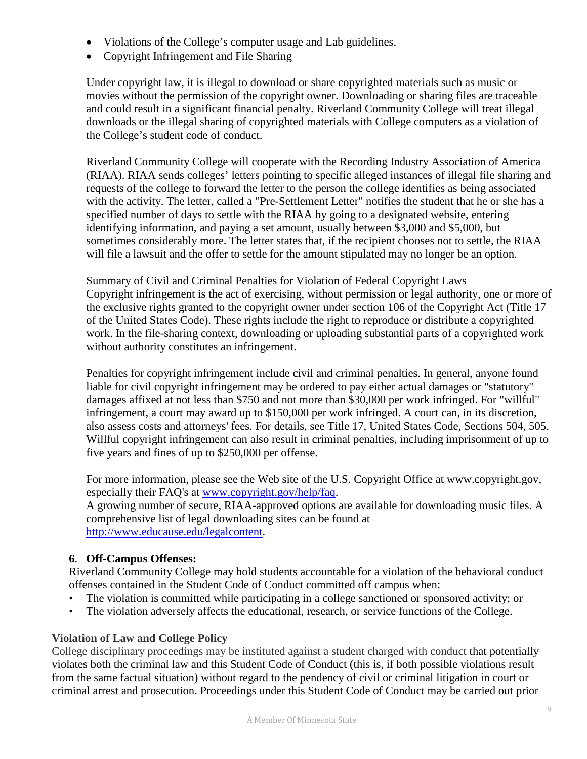- Violations of the College's computer usage and Lab guidelines.
- Copyright Infringement and File Sharing

Under copyright law, it is illegal to download or share copyrighted materials such as music or movies without the permission of the copyright owner. Downloading or sharing files are traceable and could result in a significant financial penalty. Riverland Community College will treat illegal downloads or the illegal sharing of copyrighted materials with College computers as a violation of the College's student code of conduct.

Riverland Community College will cooperate with the Recording Industry Association of America (RIAA). RIAA sends colleges' letters pointing to specific alleged instances of illegal file sharing and requests of the college to forward the letter to the person the college identifies as being associated with the activity. The letter, called a "Pre-Settlement Letter" notifies the student that he or she has a specified number of days to settle with the RIAA by going to a designated website, entering identifying information, and paying a set amount, usually between $3,000 and $5,000, but sometimes considerably more. The letter states that, if the recipient chooses not to settle, the RIAA will file a lawsuit and the offer to settle for the amount stipulated may no longer be an option.

Summary of Civil and Criminal Penalties for Violation of Federal Copyright Laws
Copyright infringement is the act of exercising, without permission or legal authority, one or more of the exclusive rights granted to the copyright owner under section 106 of the Copyright Act (Title 17 of the United States Code). These rights include the right to reproduce or distribute a copyrighted work. In the file-sharing context, downloading or uploading substantial parts of a copyrighted work without authority constitutes an infringement.

Penalties for copyright infringement include civil and criminal penalties. In general, anyone found liable for civil copyright infringement may be ordered to pay either actual damages or "statutory" damages affixed at not less than $750 and not more than $30,000 per work infringed. For "willful" infringement, a court may award up to $150,000 per work infringed. A court can, in its discretion, also assess costs and attorneys' fees. For details, see Title 17, United States Code, Sections 504, 505. Willful copyright infringement can also result in criminal penalties, including imprisonment of up to five years and fines of up to $250,000 per offense.

For more information, please see the Web site of the U.S. Copyright Office at www.copyright.gov, especially their FAQ's at [www.copyright.gov/help/faq](www.copyright.gov/help/faq).
A growing number of secure, RIAA-approved options are available for downloading music files. A comprehensive list of legal downloading sites can be found at [http://www.educause.edu/legalcontent](http://www.educause.edu/legalcontent).

**6. Off-Campus Offenses:**
Riverland Community College may hold students accountable for a violation of the behavioral conduct offenses contained in the Student Code of Conduct committed off campus when:

- The violation is committed while participating in a college sanctioned or sponsored activity; or
- The violation adversely affects the educational, research, or service functions of the College.

**Violation of Law and College Policy**

College disciplinary proceedings may be instituted against a student charged with conduct that potentially violates both the criminal law and this Student Code of Conduct (this is, if both possible violations result from the same factual situation) without regard to the pendency of civil or criminal litigation in court or criminal arrest and prosecution. Proceedings under this Student Code of Conduct may be carried out prior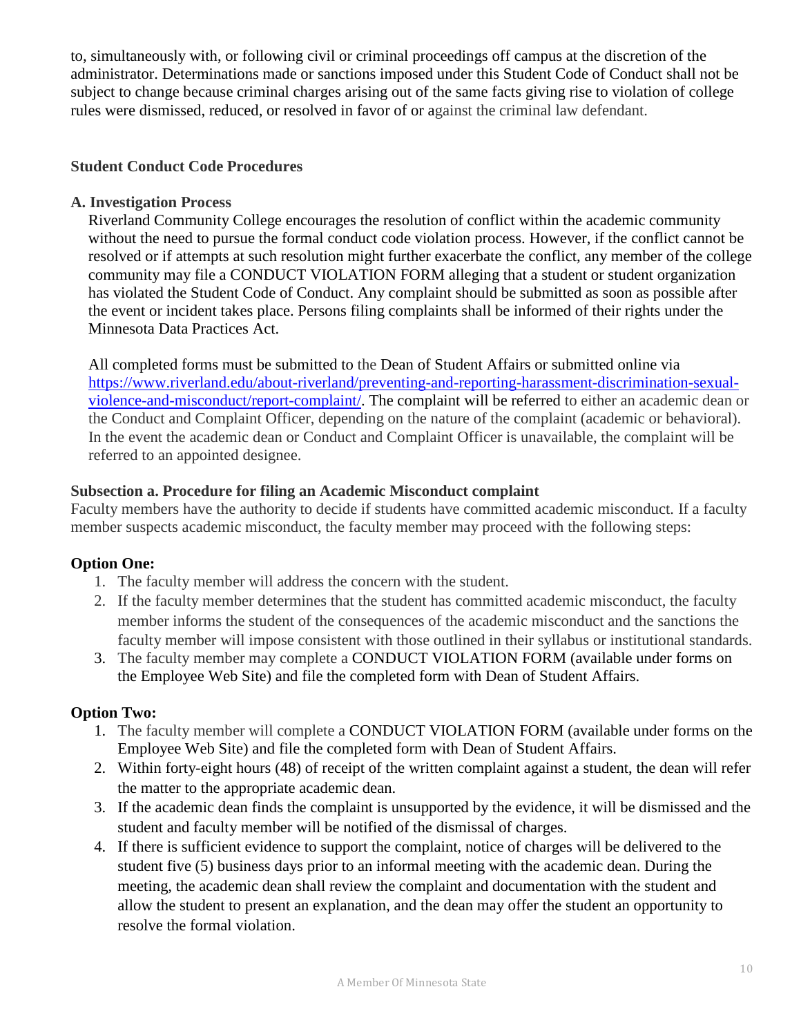to, simultaneously with, or following civil or criminal proceedings off campus at the discretion of the administrator. Determinations made or sanctions imposed under this Student Code of Conduct shall not be subject to change because criminal charges arising out of the same facts giving rise to violation of college rules were dismissed, reduced, or resolved in favor of or against the criminal law defendant.

## Student Conduct Code Procedures

### A. Investigation Process

Riverland Community College encourages the resolution of conflict within the academic community without the need to pursue the formal conduct code violation process. However, if the conflict cannot be resolved or if attempts at such resolution might further exacerbate the conflict, any member of the college community may file a CONDUCT VIOLATION FORM alleging that a student or student organization has violated the Student Code of Conduct. Any complaint should be submitted as soon as possible after the event or incident takes place. Persons filing complaints shall be informed of their rights under the Minnesota Data Practices Act.

All completed forms must be submitted to the Dean of Student Affairs or submitted online via https://www.riverland.edu/about-riverland/preventing-and-reporting-harassment-discrimination-sexual-violence-and-misconduct/report-complaint/. The complaint will be referred to either an academic dean or the Conduct and Complaint Officer, depending on the nature of the complaint (academic or behavioral). In the event the academic dean or Conduct and Complaint Officer is unavailable, the complaint will be referred to an appointed designee.

#### Subsection a. Procedure for filing an Academic Misconduct complaint

Faculty members have the authority to decide if students have committed academic misconduct. If a faculty member suspects academic misconduct, the faculty member may proceed with the following steps:

**Option One:**

1. The faculty member will address the concern with the student.
2. If the faculty member determines that the student has committed academic misconduct, the faculty member informs the student of the consequences of the academic misconduct and the sanctions the faculty member will impose consistent with those outlined in their syllabus or institutional standards.
3. The faculty member may complete a CONDUCT VIOLATION FORM (available under forms on the Employee Web Site) and file the completed form with Dean of Student Affairs.

**Option Two:**

1. The faculty member will complete a CONDUCT VIOLATION FORM (available under forms on the Employee Web Site) and file the completed form with Dean of Student Affairs.
2. Within forty-eight hours (48) of receipt of the written complaint against a student, the dean will refer the matter to the appropriate academic dean.
3. If the academic dean finds the complaint is unsupported by the evidence, it will be dismissed and the student and faculty member will be notified of the dismissal of charges.
4. If there is sufficient evidence to support the complaint, notice of charges will be delivered to the student five (5) business days prior to an informal meeting with the academic dean. During the meeting, the academic dean shall review the complaint and documentation with the student and allow the student to present an explanation, and the dean may offer the student an opportunity to resolve the formal violation.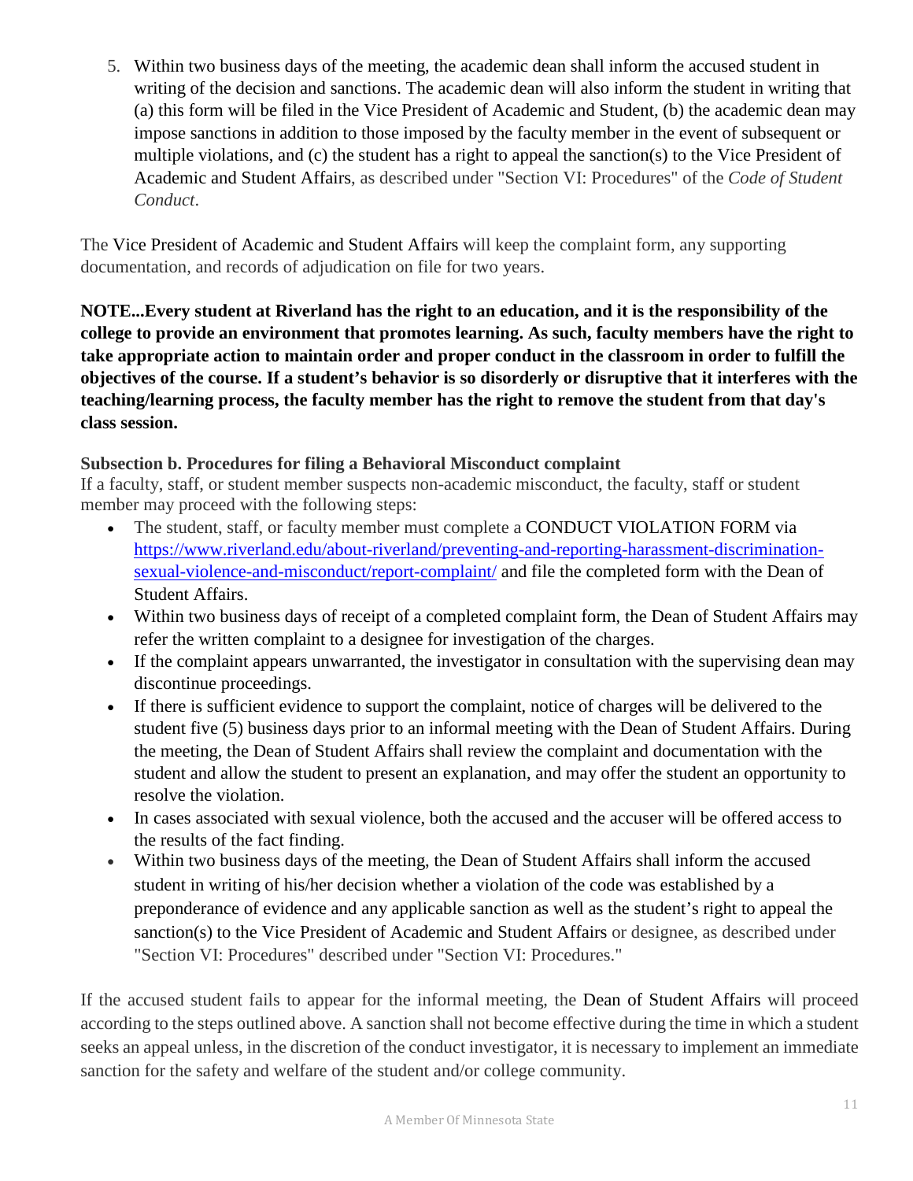5. Within two business days of the meeting, the academic dean shall inform the accused student in writing of the decision and sanctions. The academic dean will also inform the student in writing that (a) this form will be filed in the Vice President of Academic and Student, (b) the academic dean may impose sanctions in addition to those imposed by the faculty member in the event of subsequent or multiple violations, and (c) the student has a right to appeal the sanction(s) to the Vice President of Academic and Student Affairs, as described under "Section VI: Procedures" of the *Code of Student Conduct*.

The Vice President of Academic and Student Affairs will keep the complaint form, any supporting documentation, and records of adjudication on file for two years.

**NOTE...Every student at Riverland has the right to an education, and it is the responsibility of the college to provide an environment that promotes learning. As such, faculty members have the right to take appropriate action to maintain order and proper conduct in the classroom in order to fulfill the objectives of the course. If a student's behavior is so disorderly or disruptive that it interferes with the teaching/learning process, the faculty member has the right to remove the student from that day's class session.**

**Subsection b. Procedures for filing a Behavioral Misconduct complaint**

If a faculty, staff, or student member suspects non-academic misconduct, the faculty, staff or student member may proceed with the following steps:

- The student, staff, or faculty member must complete a CONDUCT VIOLATION FORM via https://www.riverland.edu/about-riverland/preventing-and-reporting-harassment-discrimination-sexual-violence-and-misconduct/report-complaint/ and file the completed form with the Dean of Student Affairs.
- Within two business days of receipt of a completed complaint form, the Dean of Student Affairs may refer the written complaint to a designee for investigation of the charges.
- If the complaint appears unwarranted, the investigator in consultation with the supervising dean may discontinue proceedings.
- If there is sufficient evidence to support the complaint, notice of charges will be delivered to the student five (5) business days prior to an informal meeting with the Dean of Student Affairs. During the meeting, the Dean of Student Affairs shall review the complaint and documentation with the student and allow the student to present an explanation, and may offer the student an opportunity to resolve the violation.
- In cases associated with sexual violence, both the accused and the accuser will be offered access to the results of the fact finding.
- Within two business days of the meeting, the Dean of Student Affairs shall inform the accused student in writing of his/her decision whether a violation of the code was established by a preponderance of evidence and any applicable sanction as well as the student's right to appeal the sanction(s) to the Vice President of Academic and Student Affairs or designee, as described under "Section VI: Procedures" described under "Section VI: Procedures."

If the accused student fails to appear for the informal meeting, the Dean of Student Affairs will proceed according to the steps outlined above. A sanction shall not become effective during the time in which a student seeks an appeal unless, in the discretion of the conduct investigator, it is necessary to implement an immediate sanction for the safety and welfare of the student and/or college community.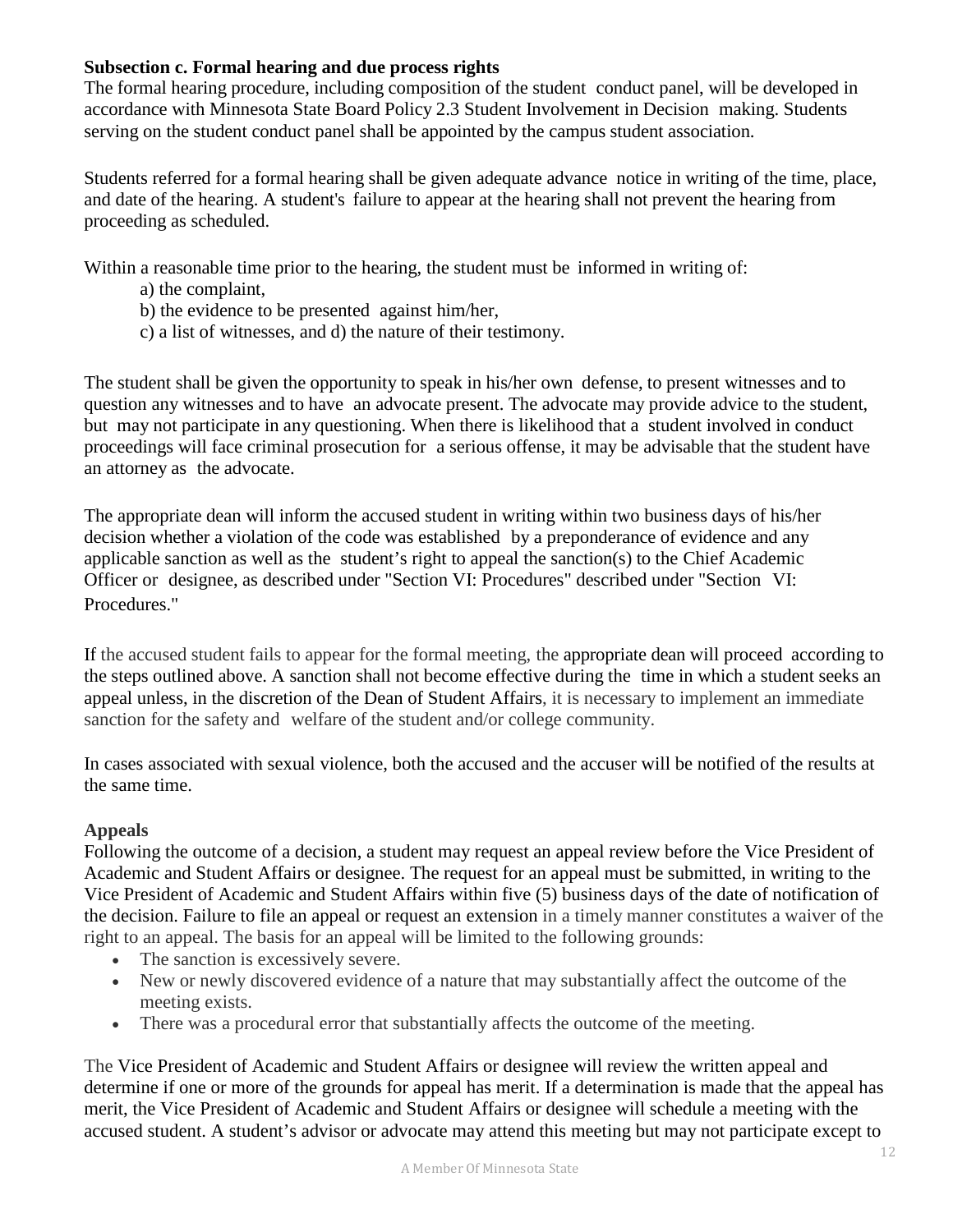**Subsection c. Formal hearing and due process rights**

The formal hearing procedure, including composition of the student conduct panel, will be developed in accordance with Minnesota State Board Policy 2.3 Student Involvement in Decision making. Students serving on the student conduct panel shall be appointed by the campus student association.

Students referred for a formal hearing shall be given adequate advance notice in writing of the time, place, and date of the hearing. A student's failure to appear at the hearing shall not prevent the hearing from proceeding as scheduled.

Within a reasonable time prior to the hearing, the student must be informed in writing of:

a) the complaint,
b) the evidence to be presented against him/her,
c) a list of witnesses, and d) the nature of their testimony.

The student shall be given the opportunity to speak in his/her own defense, to present witnesses and to question any witnesses and to have an advocate present. The advocate may provide advice to the student, but may not participate in any questioning. When there is likelihood that a student involved in conduct proceedings will face criminal prosecution for a serious offense, it may be advisable that the student have an attorney as the advocate.

The appropriate dean will inform the accused student in writing within two business days of his/her decision whether a violation of the code was established by a preponderance of evidence and any applicable sanction as well as the student's right to appeal the sanction(s) to the Chief Academic Officer or designee, as described under "Section VI: Procedures" described under "Section VI: Procedures."

If the accused student fails to appear for the formal meeting, the appropriate dean will proceed according to the steps outlined above. A sanction shall not become effective during the time in which a student seeks an appeal unless, in the discretion of the Dean of Student Affairs, it is necessary to implement an immediate sanction for the safety and welfare of the student and/or college community.

In cases associated with sexual violence, both the accused and the accuser will be notified of the results at the same time.

**Appeals**

Following the outcome of a decision, a student may request an appeal review before the Vice President of Academic and Student Affairs or designee. The request for an appeal must be submitted, in writing to the Vice President of Academic and Student Affairs within five (5) business days of the date of notification of the decision. Failure to file an appeal or request an extension in a timely manner constitutes a waiver of the right to an appeal. The basis for an appeal will be limited to the following grounds:

- The sanction is excessively severe.
- New or newly discovered evidence of a nature that may substantially affect the outcome of the meeting exists.
- There was a procedural error that substantially affects the outcome of the meeting.

The Vice President of Academic and Student Affairs or designee will review the written appeal and determine if one or more of the grounds for appeal has merit. If a determination is made that the appeal has merit, the Vice President of Academic and Student Affairs or designee will schedule a meeting with the accused student. A student's advisor or advocate may attend this meeting but may not participate except to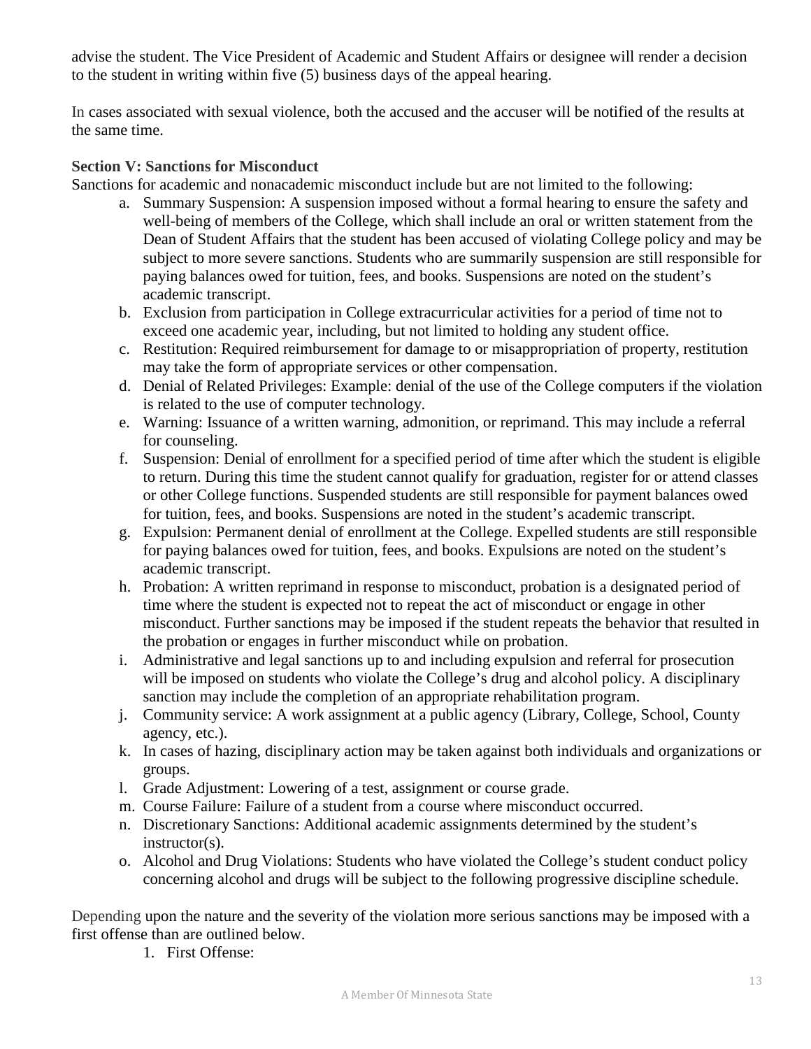advise the student. The Vice President of Academic and Student Affairs or designee will render a decision to the student in writing within five (5) business days of the appeal hearing.

In cases associated with sexual violence, both the accused and the accuser will be notified of the results at the same time.

**Section V: Sanctions for Misconduct**

Sanctions for academic and nonacademic misconduct include but are not limited to the following:

a. Summary Suspension: A suspension imposed without a formal hearing to ensure the safety and well-being of members of the College, which shall include an oral or written statement from the Dean of Student Affairs that the student has been accused of violating College policy and may be subject to more severe sanctions. Students who are summarily suspension are still responsible for paying balances owed for tuition, fees, and books. Suspensions are noted on the student's academic transcript.
b. Exclusion from participation in College extracurricular activities for a period of time not to exceed one academic year, including, but not limited to holding any student office.
c. Restitution: Required reimbursement for damage to or misappropriation of property, restitution may take the form of appropriate services or other compensation.
d. Denial of Related Privileges: Example: denial of the use of the College computers if the violation is related to the use of computer technology.
e. Warning: Issuance of a written warning, admonition, or reprimand. This may include a referral for counseling.
f. Suspension: Denial of enrollment for a specified period of time after which the student is eligible to return. During this time the student cannot qualify for graduation, register for or attend classes or other College functions. Suspended students are still responsible for payment balances owed for tuition, fees, and books. Suspensions are noted in the student's academic transcript.
g. Expulsion: Permanent denial of enrollment at the College. Expelled students are still responsible for paying balances owed for tuition, fees, and books. Expulsions are noted on the student's academic transcript.
h. Probation: A written reprimand in response to misconduct, probation is a designated period of time where the student is expected not to repeat the act of misconduct or engage in other misconduct. Further sanctions may be imposed if the student repeats the behavior that resulted in the probation or engages in further misconduct while on probation.
i. Administrative and legal sanctions up to and including expulsion and referral for prosecution will be imposed on students who violate the College's drug and alcohol policy. A disciplinary sanction may include the completion of an appropriate rehabilitation program.
j. Community service: A work assignment at a public agency (Library, College, School, County agency, etc.).
k. In cases of hazing, disciplinary action may be taken against both individuals and organizations or groups.
l. Grade Adjustment: Lowering of a test, assignment or course grade.
m. Course Failure: Failure of a student from a course where misconduct occurred.
n. Discretionary Sanctions: Additional academic assignments determined by the student's instructor(s).
o. Alcohol and Drug Violations: Students who have violated the College's student conduct policy concerning alcohol and drugs will be subject to the following progressive discipline schedule.

Depending upon the nature and the severity of the violation more serious sanctions may be imposed with a first offense than are outlined below.

1. First Offense: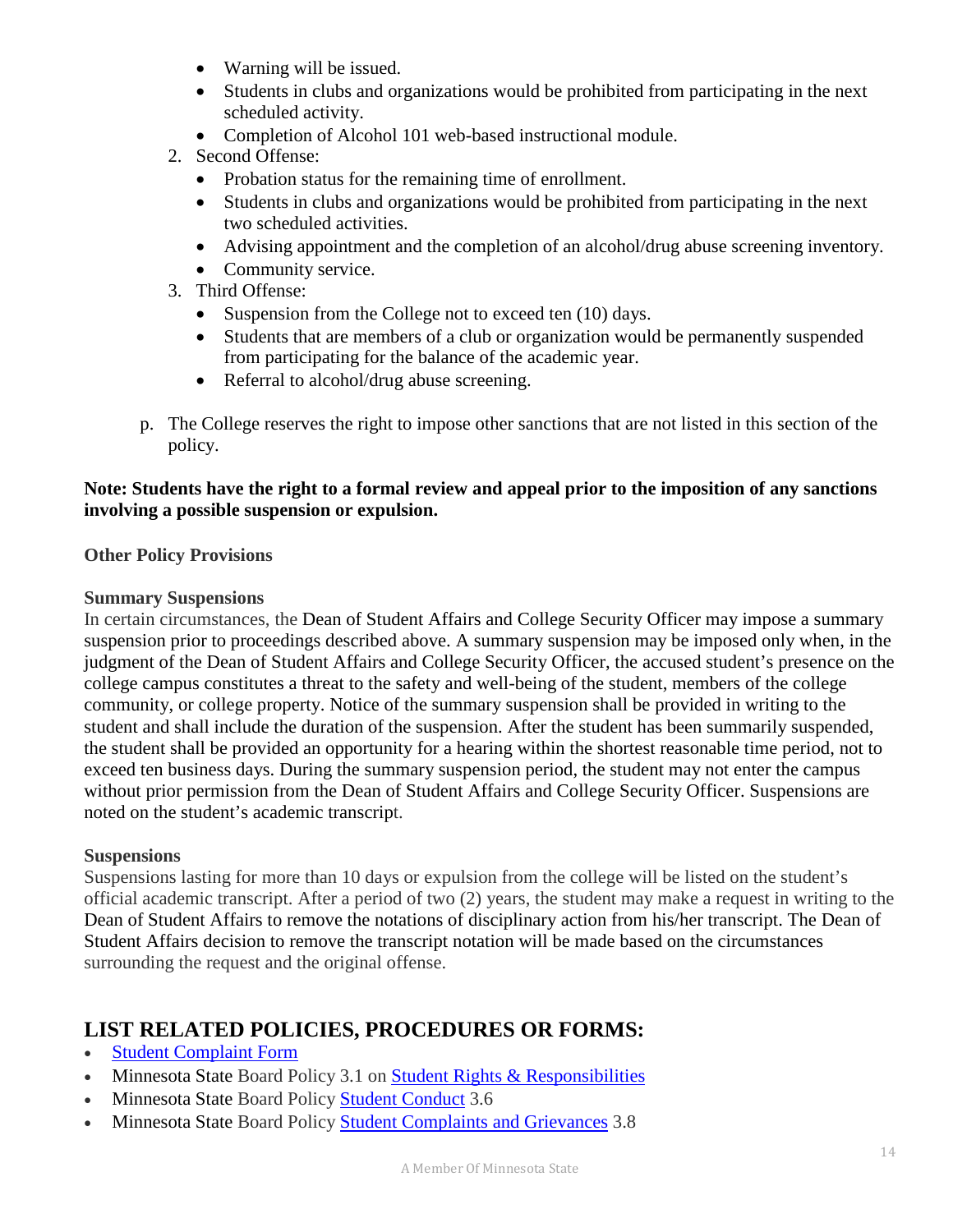- Warning will be issued.
- Students in clubs and organizations would be prohibited from participating in the next scheduled activity.
- Completion of Alcohol 101 web-based instructional module.

2. Second Offense:
   - Probation status for the remaining time of enrollment.
   - Students in clubs and organizations would be prohibited from participating in the next two scheduled activities.
   - Advising appointment and the completion of an alcohol/drug abuse screening inventory.
   - Community service.
3. Third Offense:
   - Suspension from the College not to exceed ten (10) days.
   - Students that are members of a club or organization would be permanently suspended from participating for the balance of the academic year.
   - Referral to alcohol/drug abuse screening.

p. The College reserves the right to impose other sanctions that are not listed in this section of the policy.

**Note: Students have the right to a formal review and appeal prior to the imposition of any sanctions involving a possible suspension or expulsion.**

**Other Policy Provisions**

**Summary Suspensions**

In certain circumstances, the Dean of Student Affairs and College Security Officer may impose a summary suspension prior to proceedings described above. A summary suspension may be imposed only when, in the judgment of the Dean of Student Affairs and College Security Officer, the accused student's presence on the college campus constitutes a threat to the safety and well-being of the student, members of the college community, or college property. Notice of the summary suspension shall be provided in writing to the student and shall include the duration of the suspension. After the student has been summarily suspended, the student shall be provided an opportunity for a hearing within the shortest reasonable time period, not to exceed ten business days. During the summary suspension period, the student may not enter the campus without prior permission from the Dean of Student Affairs and College Security Officer. Suspensions are noted on the student's academic transcript.

**Suspensions**

Suspensions lasting for more than 10 days or expulsion from the college will be listed on the student's official academic transcript. After a period of two (2) years, the student may make a request in writing to the Dean of Student Affairs to remove the notations of disciplinary action from his/her transcript. The Dean of Student Affairs decision to remove the transcript notation will be made based on the circumstances surrounding the request and the original offense.

## LIST RELATED POLICIES, PROCEDURES OR FORMS:

- Student Complaint Form
- Minnesota State Board Policy 3.1 on Student Rights & Responsibilities
- Minnesota State Board Policy Student Conduct 3.6
- Minnesota State Board Policy Student Complaints and Grievances 3.8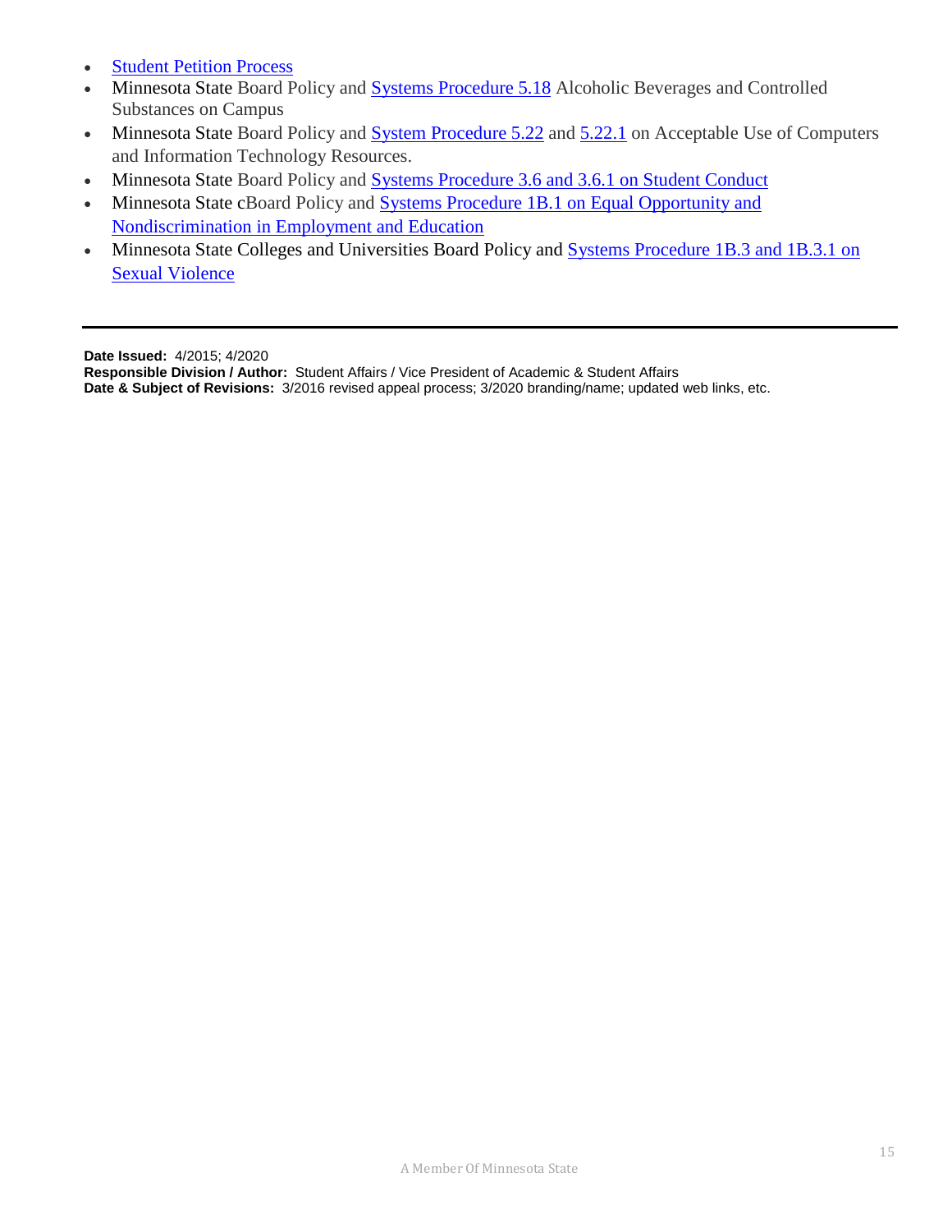- Student Petition Process
- Minnesota State Board Policy and Systems Procedure 5.18 Alcoholic Beverages and Controlled Substances on Campus
- Minnesota State Board Policy and System Procedure 5.22 and 5.22.1 on Acceptable Use of Computers and Information Technology Resources.
- Minnesota State Board Policy and Systems Procedure 3.6 and 3.6.1 on Student Conduct
- Minnesota State cBoard Policy and Systems Procedure 1B.1 on Equal Opportunity and Nondiscrimination in Employment and Education
- Minnesota State Colleges and Universities Board Policy and Systems Procedure 1B.3 and 1B.3.1 on Sexual Violence

---

**Date Issued:** 4/2015; 4/2020
**Responsible Division / Author:** Student Affairs / Vice President of Academic & Student Affairs
**Date & Subject of Revisions:** 3/2016 revised appeal process; 3/2020 branding/name; updated web links, etc.